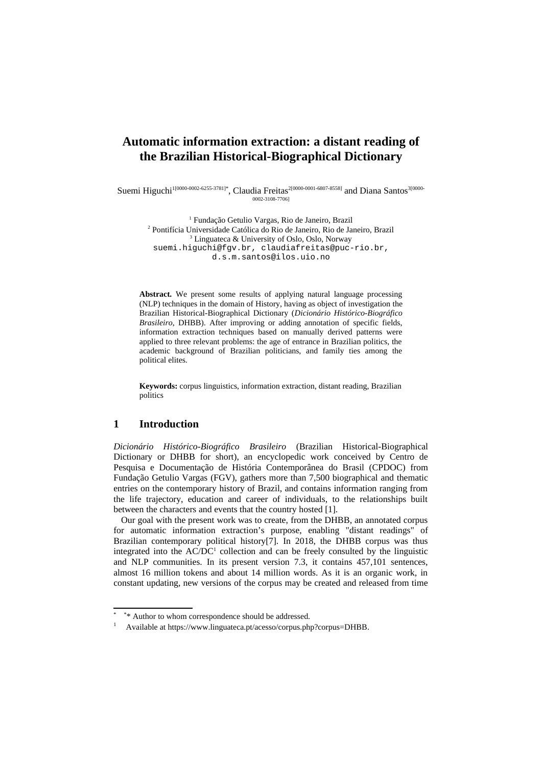# Automatic information extraction: a distant reading of the Brazilian Historical-Biographical Dictionary

Suemi Higuchi[1[0000-0002-6255-3781]*], Claudia Freitas[2[0000-0001-6807-8558]] and Diana Santos[3[0000-0002-3108-7706]]

[1] Fundação Getulio Vargas, Rio de Janeiro, Brazil
[2] Pontifícia Universidade Católica do Rio de Janeiro, Rio de Janeiro, Brazil
[3] Linguateca & University of Oslo, Oslo, Norway
suemi.higuchi@fgv.br, claudiafreitas@puc-rio.br, d.s.m.santos@ilos.uio.no

**Abstract.** We present some results of applying natural language processing (NLP) techniques in the domain of History, having as object of investigation the Brazilian Historical-Biographical Dictionary (*Dicionário Histórico-Biográfico Brasileiro*, DHBB). After improving or adding annotation of specific fields, information extraction techniques based on manually derived patterns were applied to three relevant problems: the age of entrance in Brazilian politics, the academic background of Brazilian politicians, and family ties among the political elites.

**Keywords:** corpus linguistics, information extraction, distant reading, Brazilian politics

## 1 Introduction

*Dicionário Histórico-Biográfico Brasileiro* (Brazilian Historical-Biographical Dictionary or DHBB for short), an encyclopedic work conceived by Centro de Pesquisa e Documentação de História Contemporânea do Brasil (CPDOC) from Fundação Getulio Vargas (FGV), gathers more than 7,500 biographical and thematic entries on the contemporary history of Brazil, and contains information ranging from the life trajectory, education and career of individuals, to the relationships built between the characters and events that the country hosted [1].

Our goal with the present work was to create, from the DHBB, an annotated corpus for automatic information extraction's purpose, enabling "distant readings" of Brazilian contemporary political history[7]. In 2018, the DHBB corpus was thus integrated into the AC/DC[1] collection and can be freely consulted by the linguistic and NLP communities. In its present version 7.3, it contains 457,101 sentences, almost 16 million tokens and about 14 million words. As it is an organic work, in constant updating, new versions of the corpus may be created and released from time

---

* Author to whom correspondence should be addressed.

[1] Available at https://www.linguateca.pt/acesso/corpus.php?corpus=DHBB.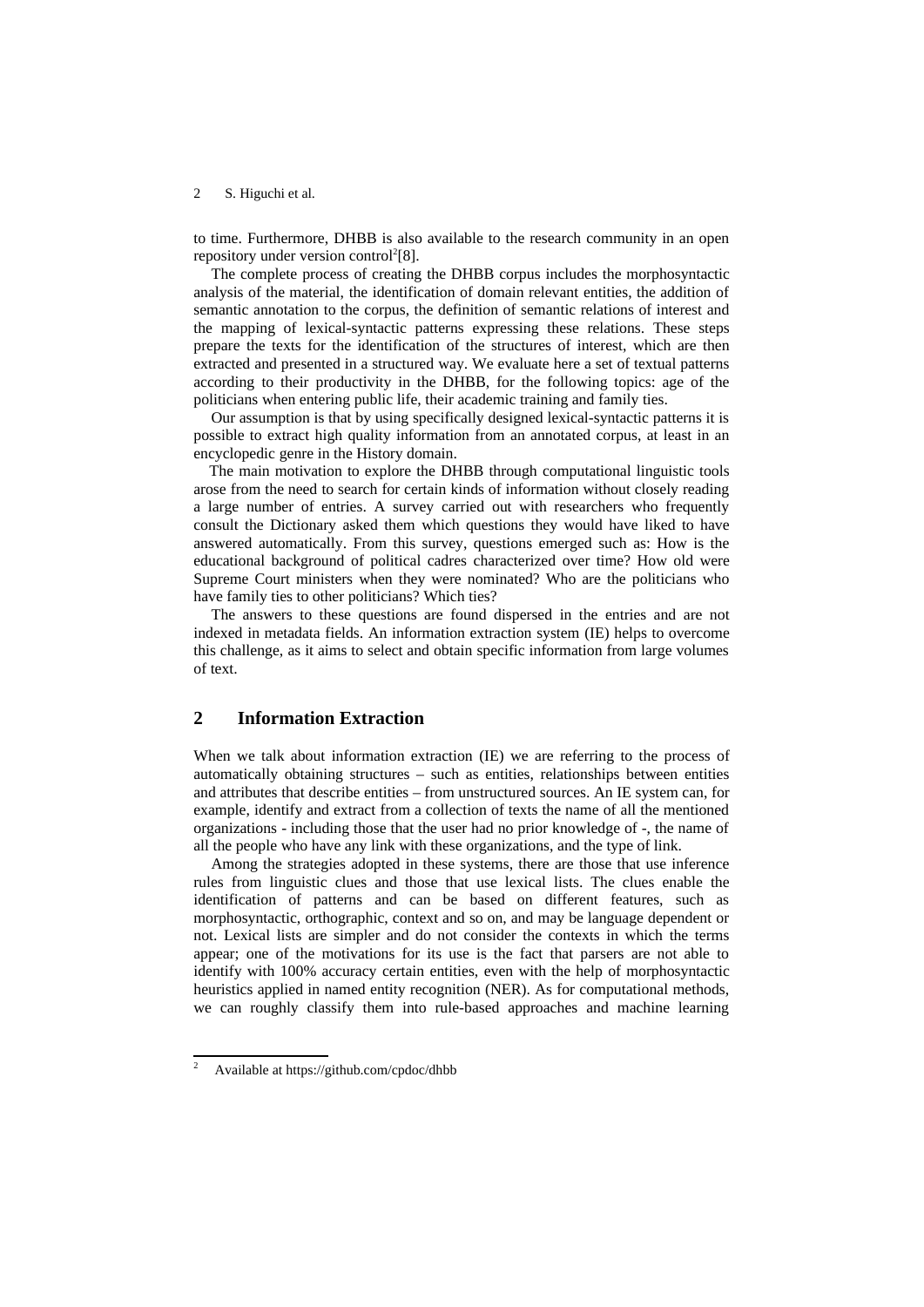to time. Furthermore, DHBB is also available to the research community in an open repository under version control[2][8].

The complete process of creating the DHBB corpus includes the morphosyntactic analysis of the material, the identification of domain relevant entities, the addition of semantic annotation to the corpus, the definition of semantic relations of interest and the mapping of lexical-syntactic patterns expressing these relations. These steps prepare the texts for the identification of the structures of interest, which are then extracted and presented in a structured way. We evaluate here a set of textual patterns according to their productivity in the DHBB, for the following topics: age of the politicians when entering public life, their academic training and family ties.

Our assumption is that by using specifically designed lexical-syntactic patterns it is possible to extract high quality information from an annotated corpus, at least in an encyclopedic genre in the History domain.

The main motivation to explore the DHBB through computational linguistic tools arose from the need to search for certain kinds of information without closely reading a large number of entries. A survey carried out with researchers who frequently consult the Dictionary asked them which questions they would have liked to have answered automatically. From this survey, questions emerged such as: How is the educational background of political cadres characterized over time? How old were Supreme Court ministers when they were nominated? Who are the politicians who have family ties to other politicians? Which ties?

The answers to these questions are found dispersed in the entries and are not indexed in metadata fields. An information extraction system (IE) helps to overcome this challenge, as it aims to select and obtain specific information from large volumes of text.

## 2 Information Extraction

When we talk about information extraction (IE) we are referring to the process of automatically obtaining structures – such as entities, relationships between entities and attributes that describe entities – from unstructured sources. An IE system can, for example, identify and extract from a collection of texts the name of all the mentioned organizations - including those that the user had no prior knowledge of -, the name of all the people who have any link with these organizations, and the type of link.

Among the strategies adopted in these systems, there are those that use inference rules from linguistic clues and those that use lexical lists. The clues enable the identification of patterns and can be based on different features, such as morphosyntactic, orthographic, context and so on, and may be language dependent or not. Lexical lists are simpler and do not consider the contexts in which the terms appear; one of the motivations for its use is the fact that parsers are not able to identify with 100% accuracy certain entities, even with the help of morphosyntactic heuristics applied in named entity recognition (NER). As for computational methods, we can roughly classify them into rule-based approaches and machine learning

[2] Available at https://github.com/cpdoc/dhbb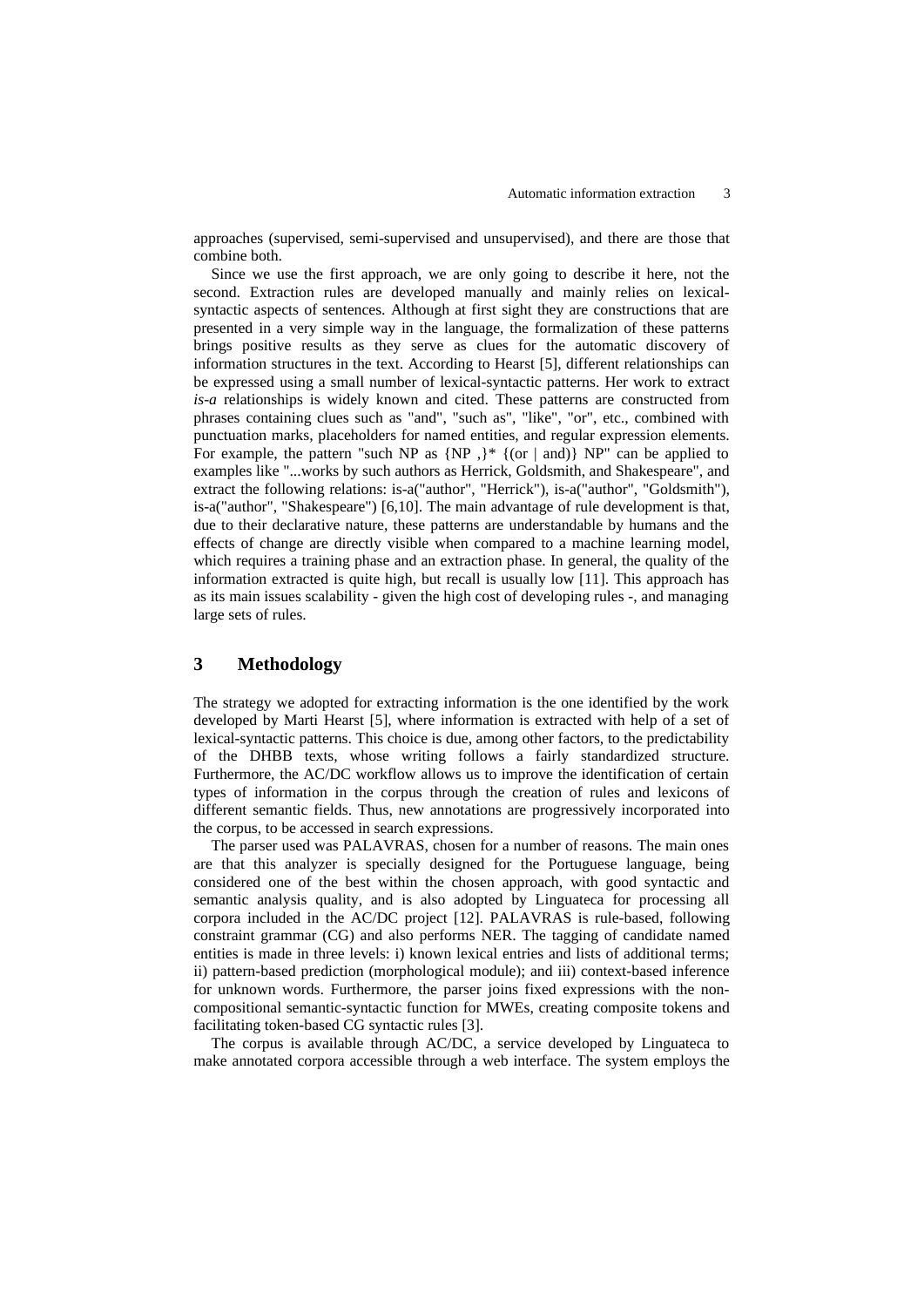approaches (supervised, semi-supervised and unsupervised), and there are those that combine both.

Since we use the first approach, we are only going to describe it here, not the second. Extraction rules are developed manually and mainly relies on lexical-syntactic aspects of sentences. Although at first sight they are constructions that are presented in a very simple way in the language, the formalization of these patterns brings positive results as they serve as clues for the automatic discovery of information structures in the text. According to Hearst [5], different relationships can be expressed using a small number of lexical-syntactic patterns. Her work to extract *is-a* relationships is widely known and cited. These patterns are constructed from phrases containing clues such as "and", "such as", "like", "or", etc., combined with punctuation marks, placeholders for named entities, and regular expression elements. For example, the pattern "such NP as {NP ,}* {(or | and)} NP" can be applied to examples like "...works by such authors as Herrick, Goldsmith, and Shakespeare", and extract the following relations: is-a("author", "Herrick"), is-a("author", "Goldsmith"), is-a("author", "Shakespeare") [6,10]. The main advantage of rule development is that, due to their declarative nature, these patterns are understandable by humans and the effects of change are directly visible when compared to a machine learning model, which requires a training phase and an extraction phase. In general, the quality of the information extracted is quite high, but recall is usually low [11]. This approach has as its main issues scalability - given the high cost of developing rules -, and managing large sets of rules.

## 3 Methodology

The strategy we adopted for extracting information is the one identified by the work developed by Marti Hearst [5], where information is extracted with help of a set of lexical-syntactic patterns. This choice is due, among other factors, to the predictability of the DHBB texts, whose writing follows a fairly standardized structure. Furthermore, the AC/DC workflow allows us to improve the identification of certain types of information in the corpus through the creation of rules and lexicons of different semantic fields. Thus, new annotations are progressively incorporated into the corpus, to be accessed in search expressions.

The parser used was PALAVRAS, chosen for a number of reasons. The main ones are that this analyzer is specially designed for the Portuguese language, being considered one of the best within the chosen approach, with good syntactic and semantic analysis quality, and is also adopted by Linguateca for processing all corpora included in the AC/DC project [12]. PALAVRAS is rule-based, following constraint grammar (CG) and also performs NER. The tagging of candidate named entities is made in three levels: i) known lexical entries and lists of additional terms; ii) pattern-based prediction (morphological module); and iii) context-based inference for unknown words. Furthermore, the parser joins fixed expressions with the non-compositional semantic-syntactic function for MWEs, creating composite tokens and facilitating token-based CG syntactic rules [3].

The corpus is available through AC/DC, a service developed by Linguateca to make annotated corpora accessible through a web interface. The system employs the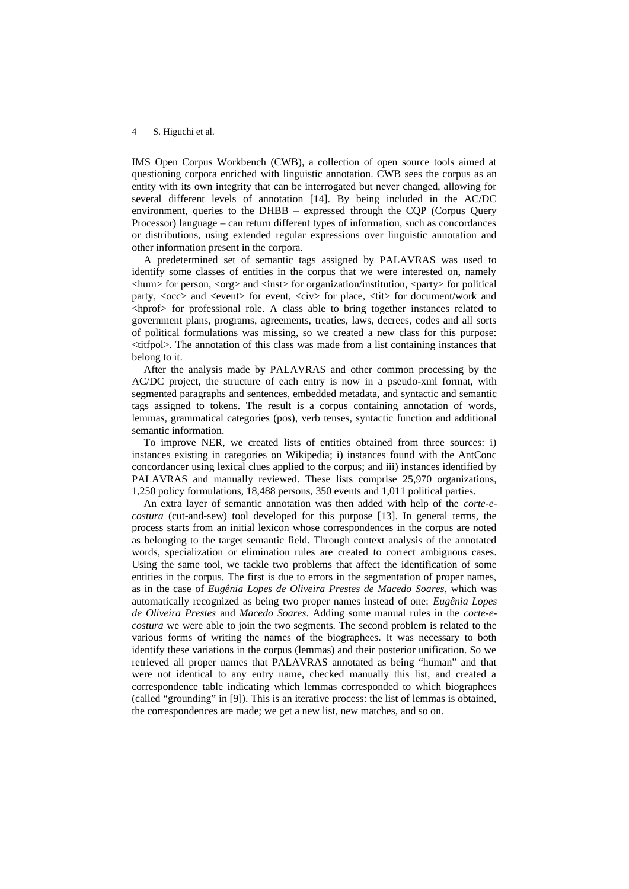IMS Open Corpus Workbench (CWB), a collection of open source tools aimed at questioning corpora enriched with linguistic annotation. CWB sees the corpus as an entity with its own integrity that can be interrogated but never changed, allowing for several different levels of annotation [14]. By being included in the AC/DC environment, queries to the DHBB – expressed through the CQP (Corpus Query Processor) language – can return different types of information, such as concordances or distributions, using extended regular expressions over linguistic annotation and other information present in the corpora.

A predetermined set of semantic tags assigned by PALAVRAS was used to identify some classes of entities in the corpus that we were interested on, namely <hum> for person, <org> and <inst> for organization/institution, <party> for political party, <occ> and <event> for event, <civ> for place, <tit> for document/work and <hprof> for professional role. A class able to bring together instances related to government plans, programs, agreements, treaties, laws, decrees, codes and all sorts of political formulations was missing, so we created a new class for this purpose: <titfpol>. The annotation of this class was made from a list containing instances that belong to it.

After the analysis made by PALAVRAS and other common processing by the AC/DC project, the structure of each entry is now in a pseudo-xml format, with segmented paragraphs and sentences, embedded metadata, and syntactic and semantic tags assigned to tokens. The result is a corpus containing annotation of words, lemmas, grammatical categories (pos), verb tenses, syntactic function and additional semantic information.

To improve NER, we created lists of entities obtained from three sources: i) instances existing in categories on Wikipedia; i) instances found with the AntConc concordancer using lexical clues applied to the corpus; and iii) instances identified by PALAVRAS and manually reviewed. These lists comprise 25,970 organizations, 1,250 policy formulations, 18,488 persons, 350 events and 1,011 political parties.

An extra layer of semantic annotation was then added with help of the *corte-e-costura* (cut-and-sew) tool developed for this purpose [13]. In general terms, the process starts from an initial lexicon whose correspondences in the corpus are noted as belonging to the target semantic field. Through context analysis of the annotated words, specialization or elimination rules are created to correct ambiguous cases. Using the same tool, we tackle two problems that affect the identification of some entities in the corpus. The first is due to errors in the segmentation of proper names, as in the case of *Eugênia Lopes de Oliveira Prestes de Macedo Soares*, which was automatically recognized as being two proper names instead of one: *Eugênia Lopes de Oliveira Prestes* and *Macedo Soares*. Adding some manual rules in the *corte-e-costura* we were able to join the two segments. The second problem is related to the various forms of writing the names of the biographees. It was necessary to both identify these variations in the corpus (lemmas) and their posterior unification. So we retrieved all proper names that PALAVRAS annotated as being "human" and that were not identical to any entry name, checked manually this list, and created a correspondence table indicating which lemmas corresponded to which biographees (called "grounding" in [9]). This is an iterative process: the list of lemmas is obtained, the correspondences are made; we get a new list, new matches, and so on.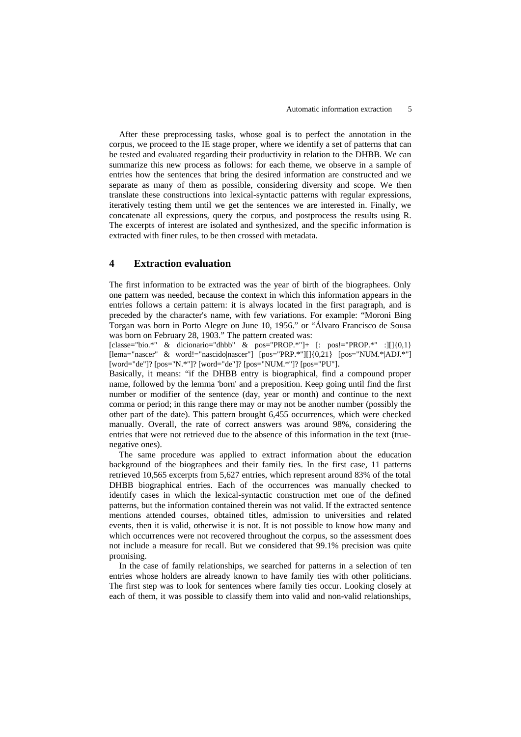After these preprocessing tasks, whose goal is to perfect the annotation in the corpus, we proceed to the IE stage proper, where we identify a set of patterns that can be tested and evaluated regarding their productivity in relation to the DHBB. We can summarize this new process as follows: for each theme, we observe in a sample of entries how the sentences that bring the desired information are constructed and we separate as many of them as possible, considering diversity and scope. We then translate these constructions into lexical-syntactic patterns with regular expressions, iteratively testing them until we get the sentences we are interested in. Finally, we concatenate all expressions, query the corpus, and postprocess the results using R. The excerpts of interest are isolated and synthesized, and the specific information is extracted with finer rules, to be then crossed with metadata.

## 4 Extraction evaluation

The first information to be extracted was the year of birth of the biographees. Only one pattern was needed, because the context in which this information appears in the entries follows a certain pattern: it is always located in the first paragraph, and is preceded by the character's name, with few variations. For example: "Moroni Bing Torgan was born in Porto Alegre on June 10, 1956." or "Álvaro Francisco de Sousa was born on February 28, 1903." The pattern created was:

[classe="bio.*" & dicionario="dhbb" & pos="PROP.*"]+ [: pos!="PROP.*" :][]{0,1} [lema="nascer" & word!="nascido|nascer"] [pos="PRP.*"][]{0,21} [pos="NUM.*|ADJ.*"] [word="de"]? [pos="N.*"]? [word="de"]? [pos="NUM.*"]? [pos="PU"].

Basically, it means: "if the DHBB entry is biographical, find a compound proper name, followed by the lemma 'born' and a preposition. Keep going until find the first number or modifier of the sentence (day, year or month) and continue to the next comma or period; in this range there may or may not be another number (possibly the other part of the date). This pattern brought 6,455 occurrences, which were checked manually. Overall, the rate of correct answers was around 98%, considering the entries that were not retrieved due to the absence of this information in the text (true-negative ones).

The same procedure was applied to extract information about the education background of the biographees and their family ties. In the first case, 11 patterns retrieved 10,565 excerpts from 5,627 entries, which represent around 83% of the total DHBB biographical entries. Each of the occurrences was manually checked to identify cases in which the lexical-syntactic construction met one of the defined patterns, but the information contained therein was not valid. If the extracted sentence mentions attended courses, obtained titles, admission to universities and related events, then it is valid, otherwise it is not. It is not possible to know how many and which occurrences were not recovered throughout the corpus, so the assessment does not include a measure for recall. But we considered that 99.1% precision was quite promising.

In the case of family relationships, we searched for patterns in a selection of ten entries whose holders are already known to have family ties with other politicians. The first step was to look for sentences where family ties occur. Looking closely at each of them, it was possible to classify them into valid and non-valid relationships,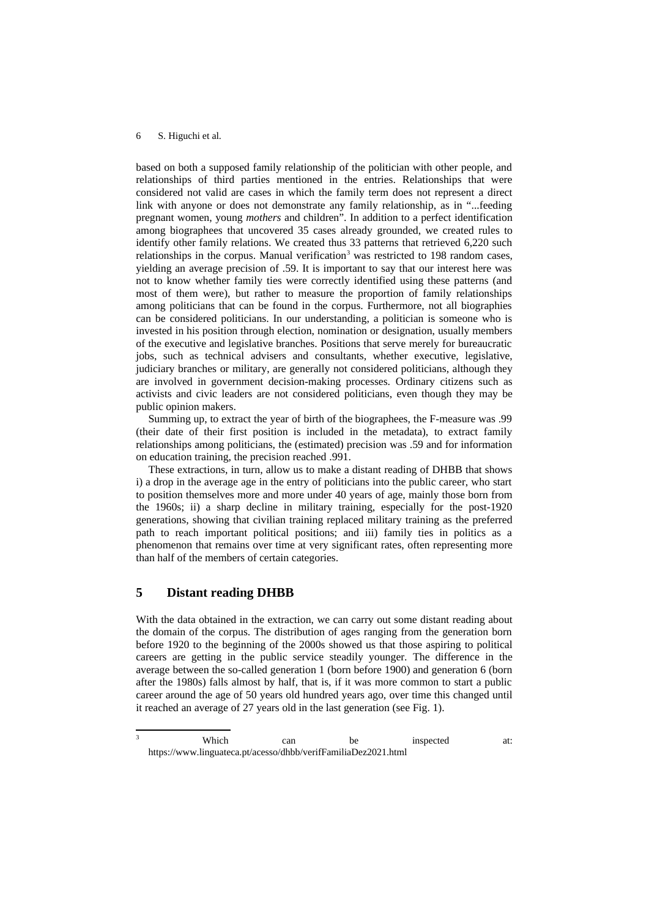based on both a supposed family relationship of the politician with other people, and relationships of third parties mentioned in the entries. Relationships that were considered not valid are cases in which the family term does not represent a direct link with anyone or does not demonstrate any family relationship, as in "...feeding pregnant women, young *mothers* and children". In addition to a perfect identification among biographees that uncovered 35 cases already grounded, we created rules to identify other family relations. We created thus 33 patterns that retrieved 6,220 such relationships in the corpus. Manual verification[3] was restricted to 198 random cases, yielding an average precision of .59. It is important to say that our interest here was not to know whether family ties were correctly identified using these patterns (and most of them were), but rather to measure the proportion of family relationships among politicians that can be found in the corpus. Furthermore, not all biographies can be considered politicians. In our understanding, a politician is someone who is invested in his position through election, nomination or designation, usually members of the executive and legislative branches. Positions that serve merely for bureaucratic jobs, such as technical advisers and consultants, whether executive, legislative, judiciary branches or military, are generally not considered politicians, although they are involved in government decision-making processes. Ordinary citizens such as activists and civic leaders are not considered politicians, even though they may be public opinion makers.

Summing up, to extract the year of birth of the biographees, the F-measure was .99 (their date of their first position is included in the metadata), to extract family relationships among politicians, the (estimated) precision was .59 and for information on education training, the precision reached .991.

These extractions, in turn, allow us to make a distant reading of DHBB that shows i) a drop in the average age in the entry of politicians into the public career, who start to position themselves more and more under 40 years of age, mainly those born from the 1960s; ii) a sharp decline in military training, especially for the post-1920 generations, showing that civilian training replaced military training as the preferred path to reach important political positions; and iii) family ties in politics as a phenomenon that remains over time at very significant rates, often representing more than half of the members of certain categories.

## 5 Distant reading DHBB

With the data obtained in the extraction, we can carry out some distant reading about the domain of the corpus. The distribution of ages ranging from the generation born before 1920 to the beginning of the 2000s showed us that those aspiring to political careers are getting in the public service steadily younger. The difference in the average between the so-called generation 1 (born before 1900) and generation 6 (born after the 1980s) falls almost by half, that is, if it was more common to start a public career around the age of 50 years old hundred years ago, over time this changed until it reached an average of 27 years old in the last generation (see Fig. 1).

---

[3] Which can be inspected at: https://www.linguateca.pt/acesso/dhbb/verifFamiliaDez2021.html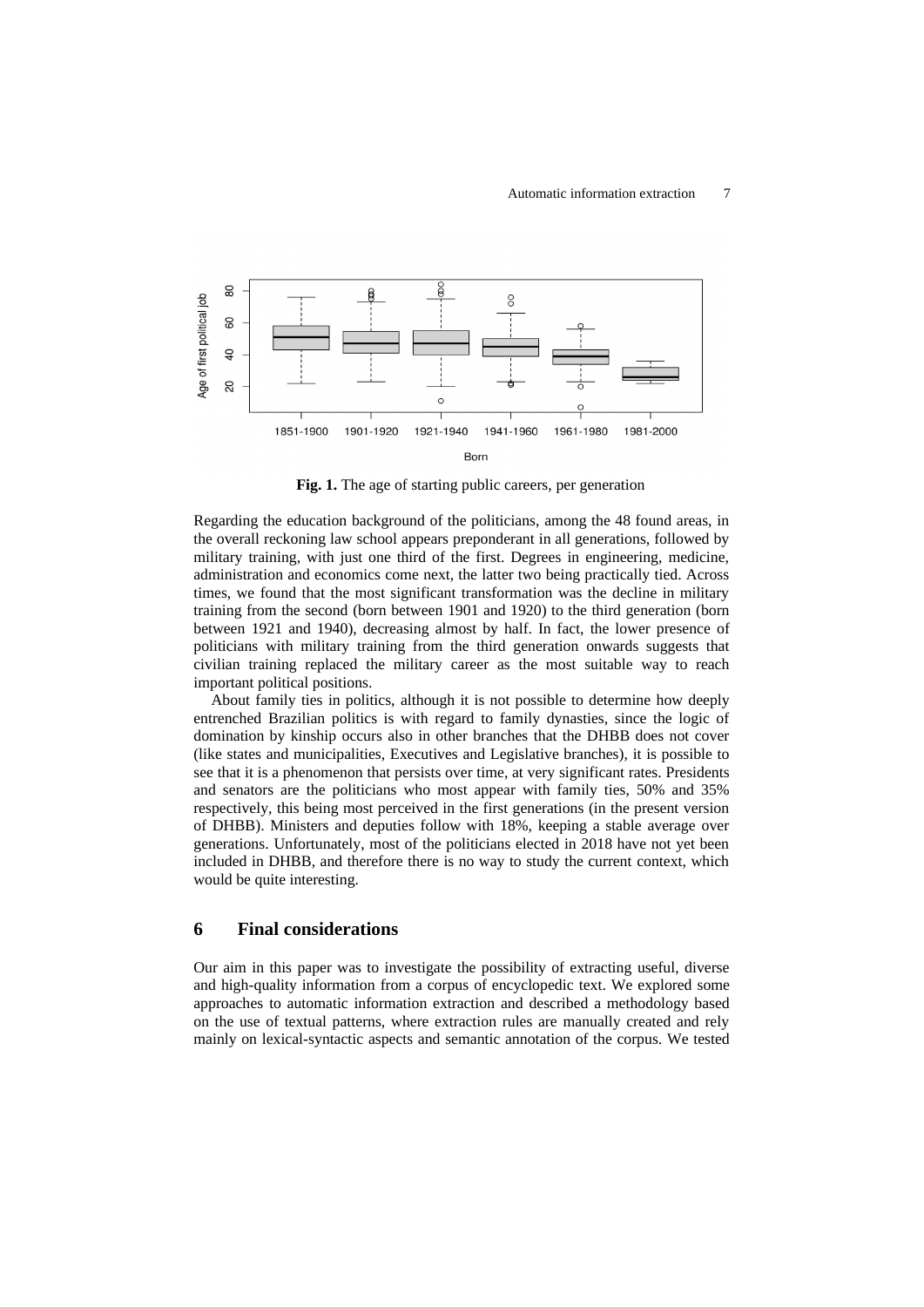**Fig. 1.** The age of starting public careers, per generation

Regarding the education background of the politicians, among the 48 found areas, in the overall reckoning law school appears preponderant in all generations, followed by military training, with just one third of the first. Degrees in engineering, medicine, administration and economics come next, the latter two being practically tied. Across times, we found that the most significant transformation was the decline in military training from the second (born between 1901 and 1920) to the third generation (born between 1921 and 1940), decreasing almost by half. In fact, the lower presence of politicians with military training from the third generation onwards suggests that civilian training replaced the military career as the most suitable way to reach important political positions.

About family ties in politics, although it is not possible to determine how deeply entrenched Brazilian politics is with regard to family dynasties, since the logic of domination by kinship occurs also in other branches that the DHBB does not cover (like states and municipalities, Executives and Legislative branches), it is possible to see that it is a phenomenon that persists over time, at very significant rates. Presidents and senators are the politicians who most appear with family ties, 50% and 35% respectively, this being most perceived in the first generations (in the present version of DHBB). Ministers and deputies follow with 18%, keeping a stable average over generations. Unfortunately, most of the politicians elected in 2018 have not yet been included in DHBB, and therefore there is no way to study the current context, which would be quite interesting.

## 6 Final considerations

Our aim in this paper was to investigate the possibility of extracting useful, diverse and high-quality information from a corpus of encyclopedic text. We explored some approaches to automatic information extraction and described a methodology based on the use of textual patterns, where extraction rules are manually created and rely mainly on lexical-syntactic aspects and semantic annotation of the corpus. We tested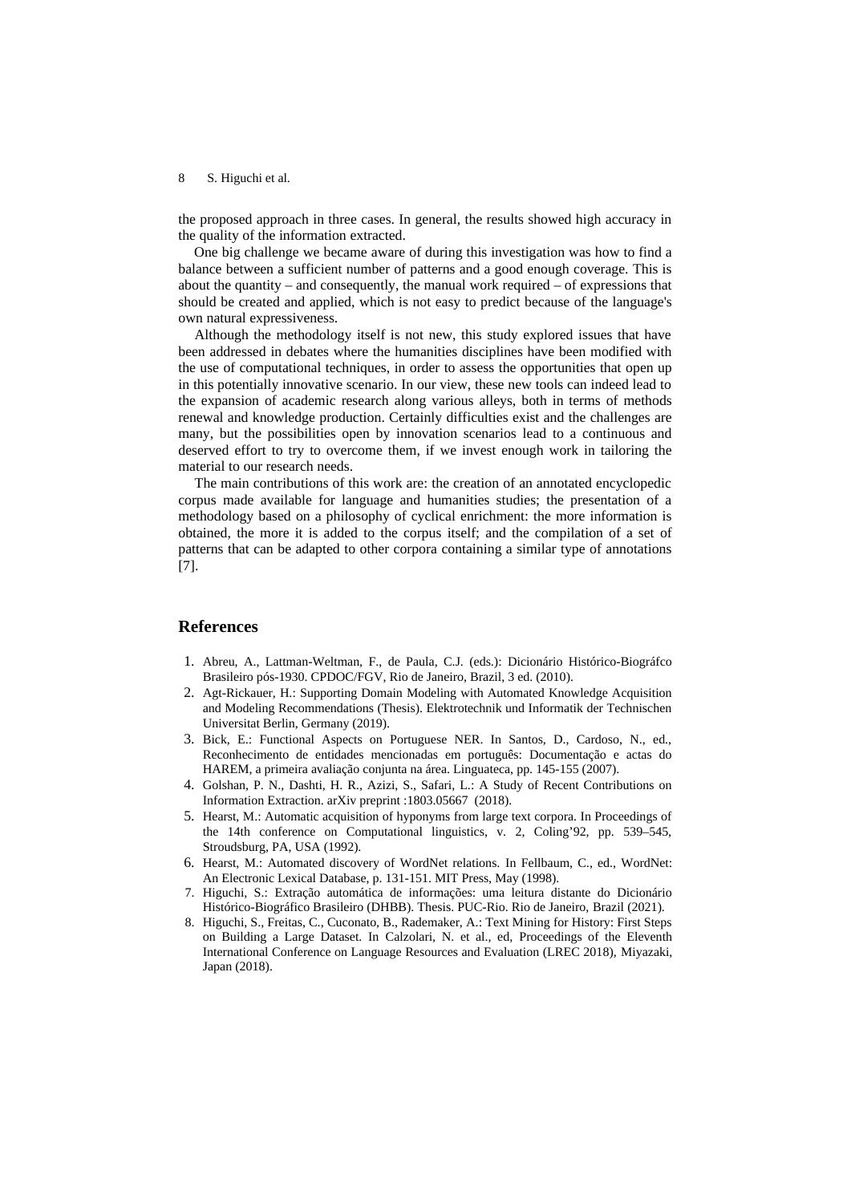the proposed approach in three cases. In general, the results showed high accuracy in the quality of the information extracted.

One big challenge we became aware of during this investigation was how to find a balance between a sufficient number of patterns and a good enough coverage. This is about the quantity – and consequently, the manual work required – of expressions that should be created and applied, which is not easy to predict because of the language's own natural expressiveness.

Although the methodology itself is not new, this study explored issues that have been addressed in debates where the humanities disciplines have been modified with the use of computational techniques, in order to assess the opportunities that open up in this potentially innovative scenario. In our view, these new tools can indeed lead to the expansion of academic research along various alleys, both in terms of methods renewal and knowledge production. Certainly difficulties exist and the challenges are many, but the possibilities open by innovation scenarios lead to a continuous and deserved effort to try to overcome them, if we invest enough work in tailoring the material to our research needs.

The main contributions of this work are: the creation of an annotated encyclopedic corpus made available for language and humanities studies; the presentation of a methodology based on a philosophy of cyclical enrichment: the more information is obtained, the more it is added to the corpus itself; and the compilation of a set of patterns that can be adapted to other corpora containing a similar type of annotations [7].

## References

1. Abreu, A., Lattman-Weltman, F., de Paula, C.J. (eds.): Dicionário Histórico-Biográfco Brasileiro pós-1930. CPDOC/FGV, Rio de Janeiro, Brazil, 3 ed. (2010).
2. Agt-Rickauer, H.: Supporting Domain Modeling with Automated Knowledge Acquisition and Modeling Recommendations (Thesis). Elektrotechnik und Informatik der Technischen Universitat Berlin, Germany (2019).
3. Bick, E.: Functional Aspects on Portuguese NER. In Santos, D., Cardoso, N., ed., Reconhecimento de entidades mencionadas em português: Documentação e actas do HAREM, a primeira avaliação conjunta na área. Linguateca, pp. 145-155 (2007).
4. Golshan, P. N., Dashti, H. R., Azizi, S., Safari, L.: A Study of Recent Contributions on Information Extraction. arXiv preprint :1803.05667 (2018).
5. Hearst, M.: Automatic acquisition of hyponyms from large text corpora. In Proceedings of the 14th conference on Computational linguistics, v. 2, Coling'92, pp. 539–545, Stroudsburg, PA, USA (1992).
6. Hearst, M.: Automated discovery of WordNet relations. In Fellbaum, C., ed., WordNet: An Electronic Lexical Database, p. 131-151. MIT Press, May (1998).
7. Higuchi, S.: Extração automática de informações: uma leitura distante do Dicionário Histórico-Biográfico Brasileiro (DHBB). Thesis. PUC-Rio. Rio de Janeiro, Brazil (2021).
8. Higuchi, S., Freitas, C., Cuconato, B., Rademaker, A.: Text Mining for History: First Steps on Building a Large Dataset. In Calzolari, N. et al., ed, Proceedings of the Eleventh International Conference on Language Resources and Evaluation (LREC 2018), Miyazaki, Japan (2018).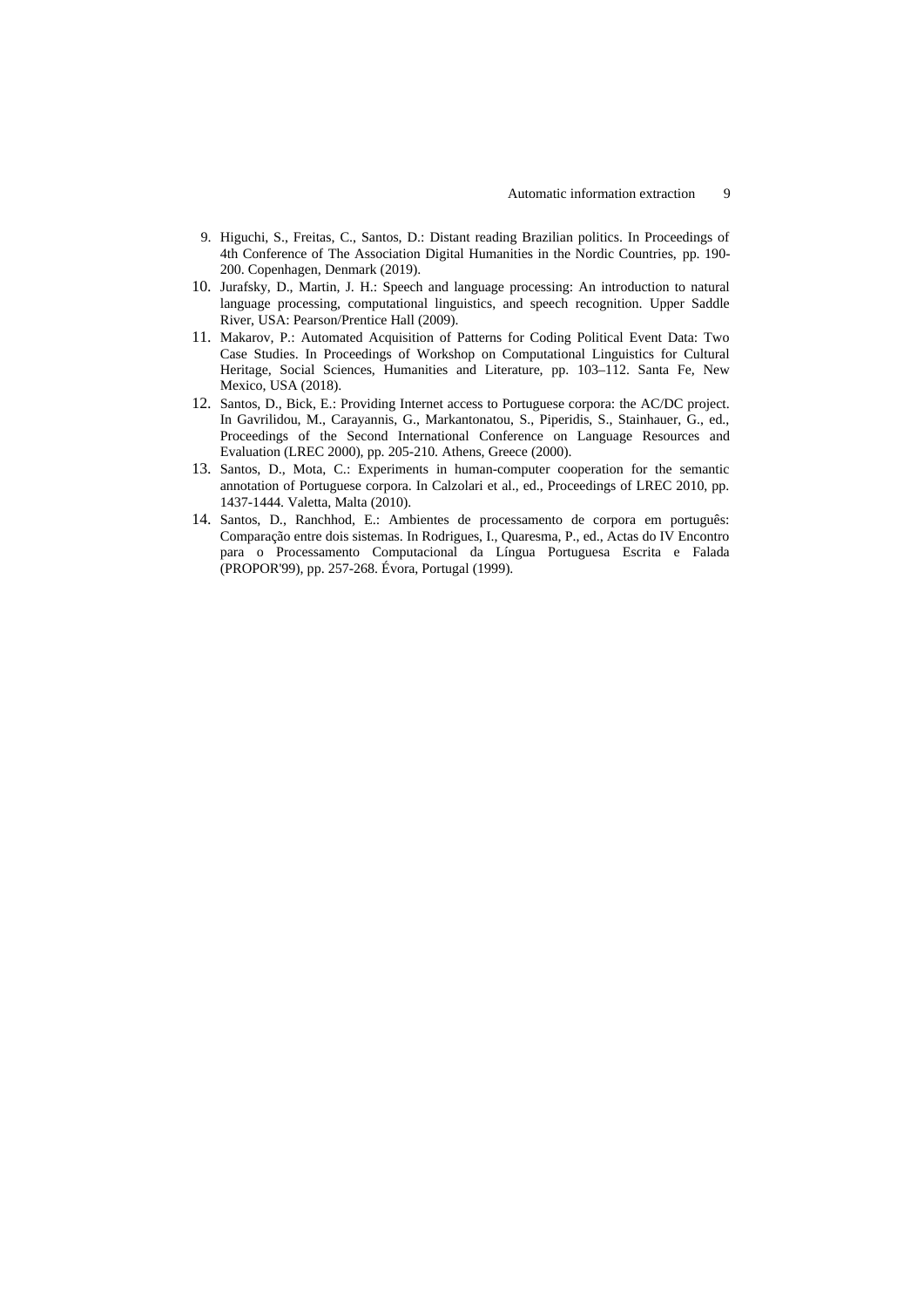9. Higuchi, S., Freitas, C., Santos, D.: Distant reading Brazilian politics. In Proceedings of 4th Conference of The Association Digital Humanities in the Nordic Countries, pp. 190-200. Copenhagen, Denmark (2019).
10. Jurafsky, D., Martin, J. H.: Speech and language processing: An introduction to natural language processing, computational linguistics, and speech recognition. Upper Saddle River, USA: Pearson/Prentice Hall (2009).
11. Makarov, P.: Automated Acquisition of Patterns for Coding Political Event Data: Two Case Studies. In Proceedings of Workshop on Computational Linguistics for Cultural Heritage, Social Sciences, Humanities and Literature, pp. 103–112. Santa Fe, New Mexico, USA (2018).
12. Santos, D., Bick, E.: Providing Internet access to Portuguese corpora: the AC/DC project. In Gavrilidou, M., Carayannis, G., Markantonatou, S., Piperidis, S., Stainhauer, G., ed., Proceedings of the Second International Conference on Language Resources and Evaluation (LREC 2000), pp. 205-210. Athens, Greece (2000).
13. Santos, D., Mota, C.: Experiments in human-computer cooperation for the semantic annotation of Portuguese corpora. In Calzolari et al., ed., Proceedings of LREC 2010, pp. 1437-1444. Valetta, Malta (2010).
14. Santos, D., Ranchhod, E.: Ambientes de processamento de corpora em português: Comparação entre dois sistemas. In Rodrigues, I., Quaresma, P., ed., Actas do IV Encontro para o Processamento Computacional da Língua Portuguesa Escrita e Falada (PROPOR'99), pp. 257-268. Évora, Portugal (1999).